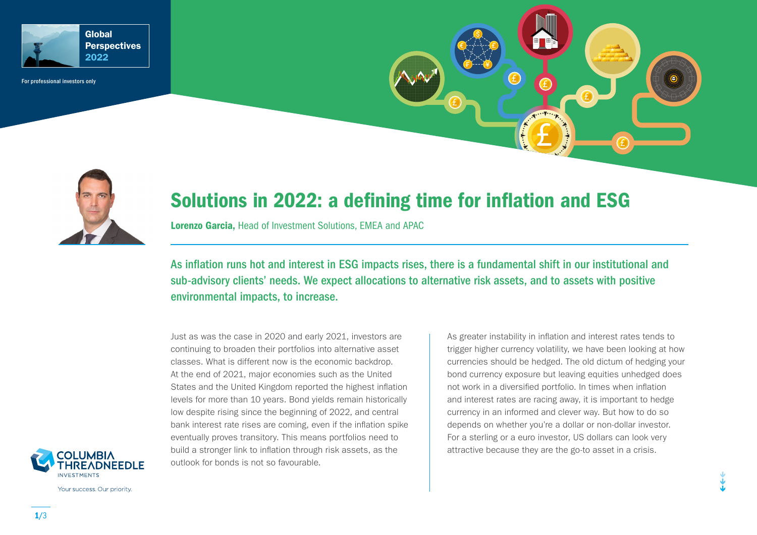Global Perspectives 2022

For professional investors only

# Solutions in 2022: a defining time for inflation and ESG

**Lorenzo Garcia,** Head of Investment Solutions, EMEA and APAC

**As inflation runs hot and interest in ESG impacts rises, there is a fundamental shift in our institutional and sub-advisory clients' needs. We expect allocations to alternative risk assets, and to assets with positive environmental impacts, to increase.**

Just as was the case in 2020 and early 2021, investors are continuing to broaden their portfolios into alternative asset classes. What is different now is the economic backdrop. At the end of 2021, major economies such as the United States and the United Kingdom reported the highest inflation levels for more than 10 years. Bond yields remain historically low despite rising since the beginning of 2022, and central bank interest rate rises are coming, even if the inflation spike eventually proves transitory. This means portfolios need to build a stronger link to inflation through risk assets, as the outlook for bonds is not so favourable.

As greater instability in inflation and interest rates tends to trigger higher currency volatility, we have been looking at how currencies should be hedged. The old dictum of hedging your bond currency exposure but leaving equities unhedged does not work in a diversified portfolio. In times when inflation and interest rates are racing away, it is important to hedge currency in an informed and clever way. But how to do so depends on whether you're a dollar or non-dollar investor. For a sterling or a euro investor, US dollars can look very attractive because they are the go-to asset in a crisis.

COLUMBIA THREADNEEDLE INVESTMENTS

Your success. Our priority.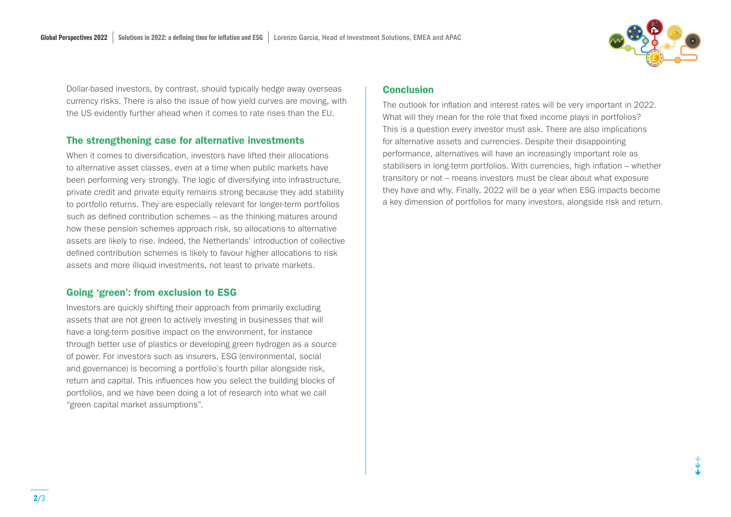Dollar-based investors, by contrast, should typically hedge away overseas currency risks. There is also the issue of how yield curves are moving, with the US evidently further ahead when it comes to rate rises than the EU.

## The strengthening case for alternative investments

When it comes to diversification, investors have lifted their allocations to alternative asset classes, even at a time when public markets have been performing very strongly. The logic of diversifying into infrastructure, private credit and private equity remains strong because they add stability to portfolio returns. They are especially relevant for longer-term portfolios such as defined contribution schemes – as the thinking matures around how these pension schemes approach risk, so allocations to alternative assets are likely to rise. Indeed, the Netherlands' introduction of collective defined contribution schemes is likely to favour higher allocations to risk assets and more illiquid investments, not least to private markets.

## Going 'green': from exclusion to ESG

Investors are quickly shifting their approach from primarily excluding assets that are not green to actively investing in businesses that will have a long-term positive impact on the environment, for instance through better use of plastics or developing green hydrogen as a source of power. For investors such as insurers, ESG (environmental, social and governance) is becoming a portfolio's fourth pillar alongside risk, return and capital. This influences how you select the building blocks of portfolios, and we have been doing a lot of research into what we call "green capital market assumptions".

## Conclusion

The outlook for inflation and interest rates will be very important in 2022. What will they mean for the role that fixed income plays in portfolios? This is a question every investor must ask. There are also implications for alternative assets and currencies. Despite their disappointing performance, alternatives will have an increasingly important role as stabilisers in long-term portfolios. With currencies, high inflation – whether transitory or not – means investors must be clear about what exposure they have and why. Finally, 2022 will be a year when ESG impacts become a key dimension of portfolios for many investors, alongside risk and return.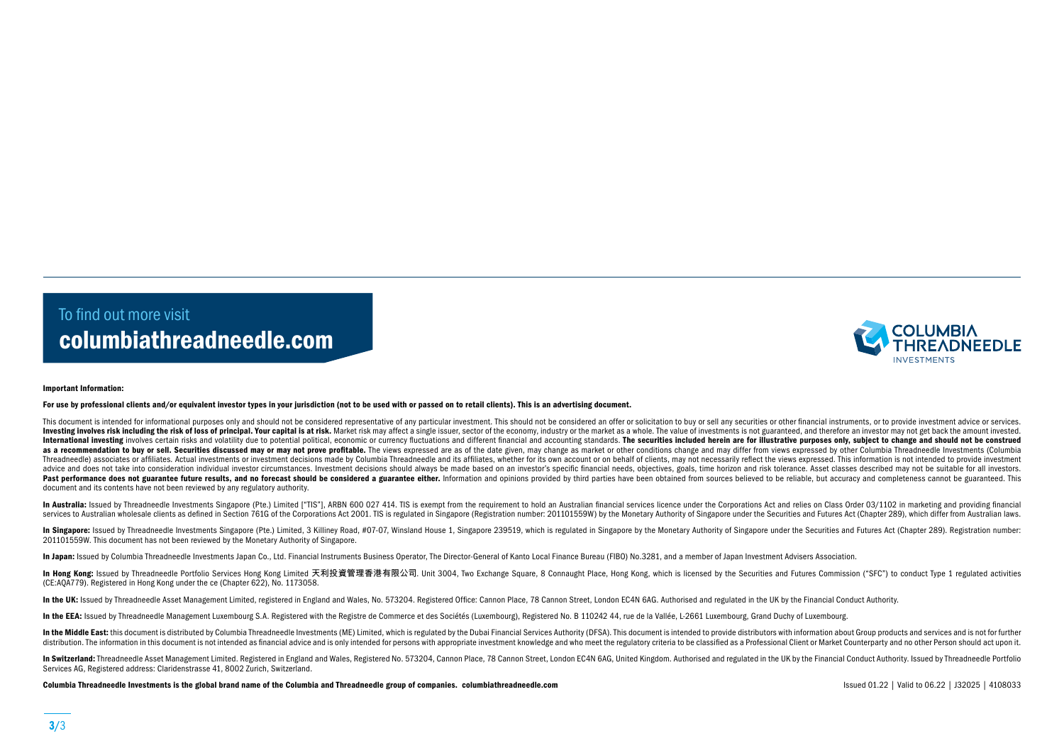To find out more visit

**columbiathreadneedle.com**

COLUMBIA THREADNEEDLE INVESTMENTS

**Important Information:**

**For use by professional clients and/or equivalent investor types in your jurisdiction (not to be used with or passed on to retail clients). This is an advertising document.**

This document is intended for informational purposes only and should not be considered representative of any particular investment. This should not be considered an offer or solicitation to buy or sell any securities or other financial instruments, or to provide investment advice or services. **Investing involves risk including the risk of loss of principal. Your capital is at risk.** Market risk may affect a single issuer, sector of the economy, industry or the market as a whole. The value of investments is not guaranteed, and therefore an investor may not get back the amount invested. **International investing** involves certain risks and volatility due to potential political, economic or currency fluctuations and different financial and accounting standards. **The securities included herein are for illustrative purposes only, subject to change and should not be construed as a recommendation to buy or sell. Securities discussed may or may not prove profitable.** The views expressed are as of the date given, may change as market or other conditions change and may differ from views expressed by other Columbia Threadneedle Investments (Columbia Threadneedle) associates or affiliates. Actual investments or investment decisions made by Columbia Threadneedle and its affiliates, whether for its own account or on behalf of clients, may not necessarily reflect the views expressed. This information is not intended to provide investment advice and does not take into consideration individual investor circumstances. Investment decisions should always be made based on an investor's specific financial needs, objectives, goals, time horizon and risk tolerance. Asset classes described may not be suitable for all investors. **Past performance does not guarantee future results, and no forecast should be considered a guarantee either.** Information and opinions provided by third parties have been obtained from sources believed to be reliable, but accuracy and completeness cannot be guaranteed. This document and its contents have not been reviewed by any regulatory authority.

**In Australia:** Issued by Threadneedle Investments Singapore (Pte.) Limited ["TIS"], ARBN 600 027 414. TIS is exempt from the requirement to hold an Australian financial services licence under the Corporations Act and relies on Class Order 03/1102 in marketing and providing financial services to Australian wholesale clients as defined in Section 761G of the Corporations Act 2001. TIS is regulated in Singapore (Registration number: 201101559W) by the Monetary Authority of Singapore under the Securities and Futures Act (Chapter 289), which differ from Australian laws.

**In Singapore:** Issued by Threadneedle Investments Singapore (Pte.) Limited, 3 Killiney Road, #07-07, Winsland House 1, Singapore 239519, which is regulated in Singapore by the Monetary Authority of Singapore under the Securities and Futures Act (Chapter 289). Registration number: 201101559W. This document has not been reviewed by the Monetary Authority of Singapore.

**In Japan:** Issued by Columbia Threadneedle Investments Japan Co., Ltd. Financial Instruments Business Operator, The Director-General of Kanto Local Finance Bureau (FIBO) No.3281, and a member of Japan Investment Advisers Association.

**In Hong Kong:** Issued by Threadneedle Portfolio Services Hong Kong Limited 天利投資管理香港有限公司. Unit 3004, Two Exchange Square, 8 Connaught Place, Hong Kong, which is licensed by the Securities and Futures Commission ("SFC") to conduct Type 1 regulated activities (CE:AQA779). Registered in Hong Kong under the ce (Chapter 622), No. 1173058.

**In the UK:** Issued by Threadneedle Asset Management Limited, registered in England and Wales, No. 573204. Registered Office: Cannon Place, 78 Cannon Street, London EC4N 6AG. Authorised and regulated in the UK by the Financial Conduct Authority.

**In the EEA:** Issued by Threadneedle Management Luxembourg S.A. Registered with the Registre de Commerce et des Sociétés (Luxembourg), Registered No. B 110242 44, rue de la Vallée, L-2661 Luxembourg, Grand Duchy of Luxembourg.

**In the Middle East:** this document is distributed by Columbia Threadneedle Investments (ME) Limited, which is regulated by the Dubai Financial Services Authority (DFSA). This document is intended to provide distributors with information about Group products and services and is not for further distribution. The information in this document is not intended as financial advice and is only intended for persons with appropriate investment knowledge and who meet the regulatory criteria to be classified as a Professional Client or Market Counterparty and no other Person should act upon it.

**In Switzerland:** Threadneedle Asset Management Limited. Registered in England and Wales, Registered No. 573204, Cannon Place, 78 Cannon Street, London EC4N 6AG, United Kingdom. Authorised and regulated in the UK by the Financial Conduct Authority. Issued by Threadneedle Portfolio Services AG, Registered address: Claridenstrasse 41, 8002 Zurich, Switzerland.

**Columbia Threadneedle Investments is the global brand name of the Columbia and Threadneedle group of companies. columbiathreadneedle.com**

Issued 01.22 | Valid to 06.22 | J32025 | 4108033